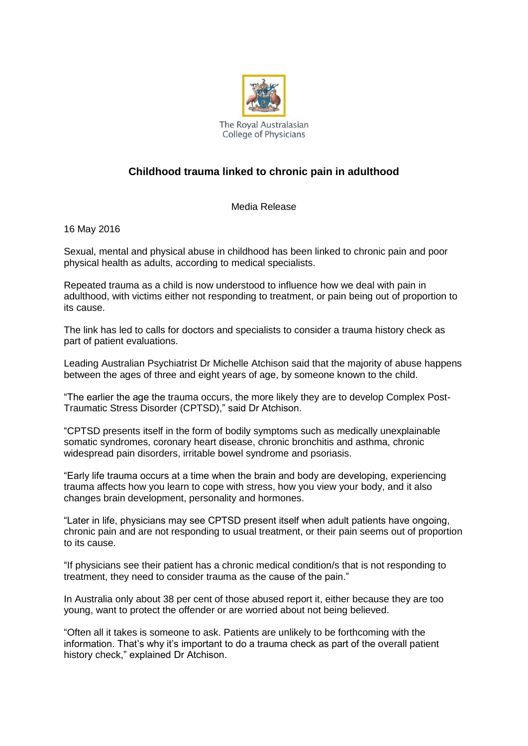The Royal Australasian College of Physicians

# Childhood trauma linked to chronic pain in adulthood

Media Release

16 May 2016

Sexual, mental and physical abuse in childhood has been linked to chronic pain and poor physical health as adults, according to medical specialists.

Repeated trauma as a child is now understood to influence how we deal with pain in adulthood, with victims either not responding to treatment, or pain being out of proportion to its cause.

The link has led to calls for doctors and specialists to consider a trauma history check as part of patient evaluations.

Leading Australian Psychiatrist Dr Michelle Atchison said that the majority of abuse happens between the ages of three and eight years of age, by someone known to the child.

"The earlier the age the trauma occurs, the more likely they are to develop Complex Post-Traumatic Stress Disorder (CPTSD)," said Dr Atchison.

"CPTSD presents itself in the form of bodily symptoms such as medically unexplainable somatic syndromes, coronary heart disease, chronic bronchitis and asthma, chronic widespread pain disorders, irritable bowel syndrome and psoriasis.

"Early life trauma occurs at a time when the brain and body are developing, experiencing trauma affects how you learn to cope with stress, how you view your body, and it also changes brain development, personality and hormones.

"Later in life, physicians may see CPTSD present itself when adult patients have ongoing, chronic pain and are not responding to usual treatment, or their pain seems out of proportion to its cause.

"If physicians see their patient has a chronic medical condition/s that is not responding to treatment, they need to consider trauma as the cause of the pain."

In Australia only about 38 per cent of those abused report it, either because they are too young, want to protect the offender or are worried about not being believed.

"Often all it takes is someone to ask. Patients are unlikely to be forthcoming with the information. That's why it's important to do a trauma check as part of the overall patient history check," explained Dr Atchison.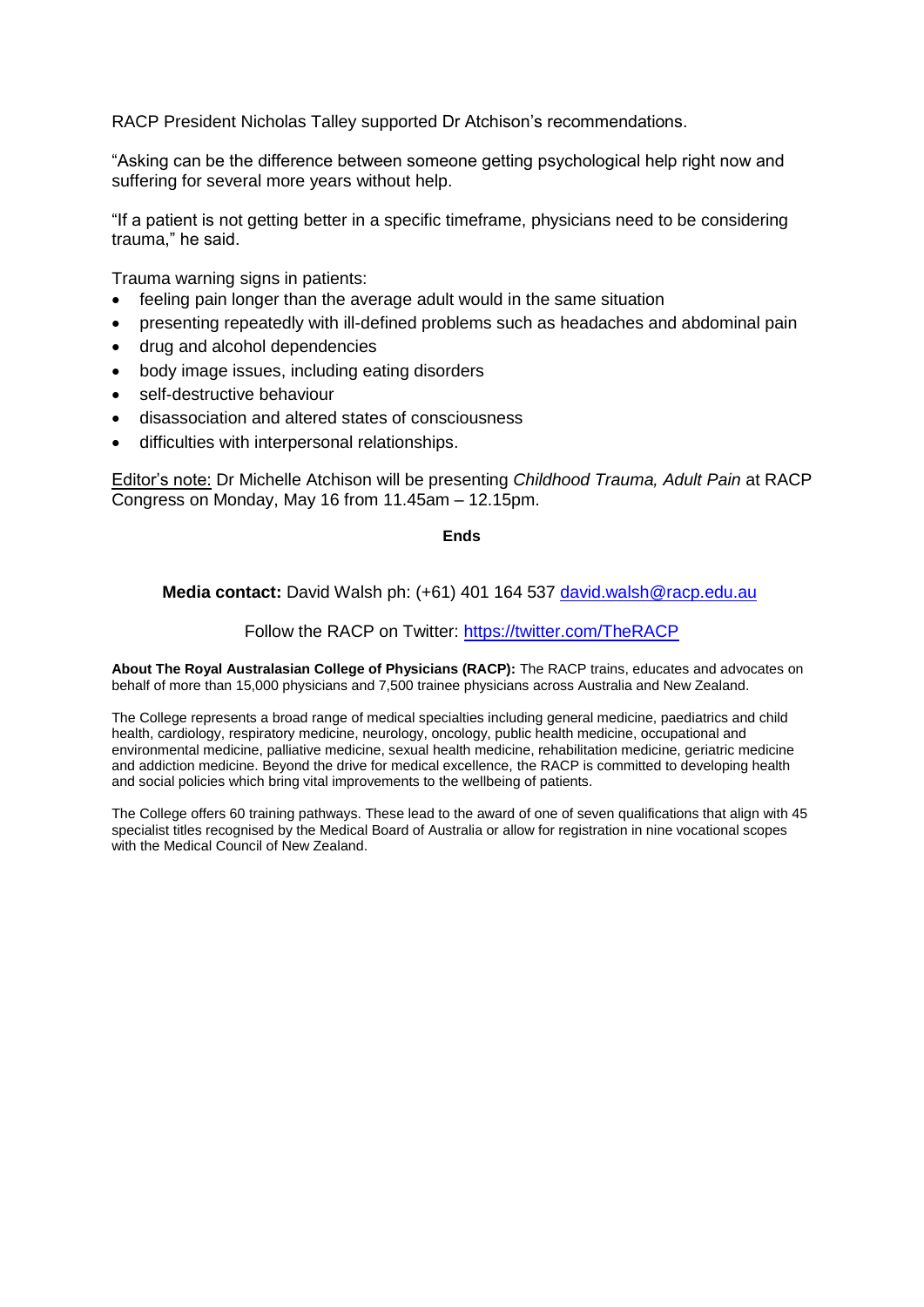RACP President Nicholas Talley supported Dr Atchison's recommendations.

"Asking can be the difference between someone getting psychological help right now and suffering for several more years without help.

"If a patient is not getting better in a specific timeframe, physicians need to be considering trauma," he said.

Trauma warning signs in patients:

- feeling pain longer than the average adult would in the same situation
- presenting repeatedly with ill-defined problems such as headaches and abdominal pain
- drug and alcohol dependencies
- body image issues, including eating disorders
- self-destructive behaviour
- disassociation and altered states of consciousness
- difficulties with interpersonal relationships.

Editor's note: Dr Michelle Atchison will be presenting *Childhood Trauma, Adult Pain* at RACP Congress on Monday, May 16 from 11.45am – 12.15pm.

**Ends**

**Media contact:** David Walsh ph: (+61) 401 164 537 david.walsh@racp.edu.au

Follow the RACP on Twitter: https://twitter.com/TheRACP

**About The Royal Australasian College of Physicians (RACP):** The RACP trains, educates and advocates on behalf of more than 15,000 physicians and 7,500 trainee physicians across Australia and New Zealand.

The College represents a broad range of medical specialties including general medicine, paediatrics and child health, cardiology, respiratory medicine, neurology, oncology, public health medicine, occupational and environmental medicine, palliative medicine, sexual health medicine, rehabilitation medicine, geriatric medicine and addiction medicine. Beyond the drive for medical excellence, the RACP is committed to developing health and social policies which bring vital improvements to the wellbeing of patients.

The College offers 60 training pathways. These lead to the award of one of seven qualifications that align with 45 specialist titles recognised by the Medical Board of Australia or allow for registration in nine vocational scopes with the Medical Council of New Zealand.